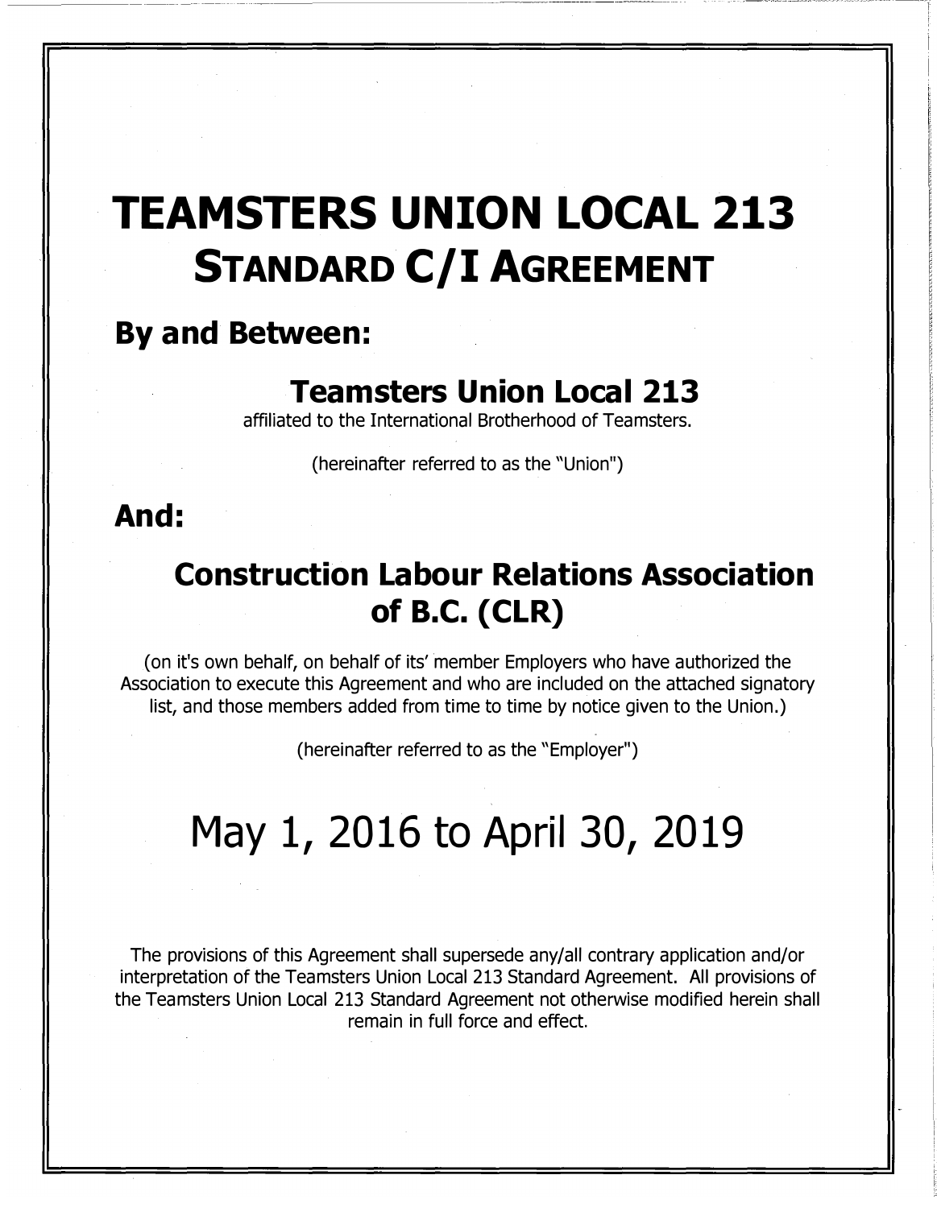# TEAMSTERS UNION LOCAL 213
## STANDARD C/I AGREEMENT

### By and Between:

**Teamsters Union Local 213**

affiliated to the International Brotherhood of Teamsters.

(hereinafter referred to as the "Union")

### And:

**Construction Labour Relations Association of B.C. (CLR)**

(on it's own behalf, on behalf of its' member Employers who have authorized the Association to execute this Agreement and who are included on the attached signatory list, and those members added from time to time by notice given to the Union.)

(hereinafter referred to as the "Employer")

# May 1, 2016 to April 30, 2019

The provisions of this Agreement shall supersede any/all contrary application and/or interpretation of the Teamsters Union Local 213 Standard Agreement. All provisions of the Teamsters Union Local 213 Standard Agreement not otherwise modified herein shall remain in full force and effect.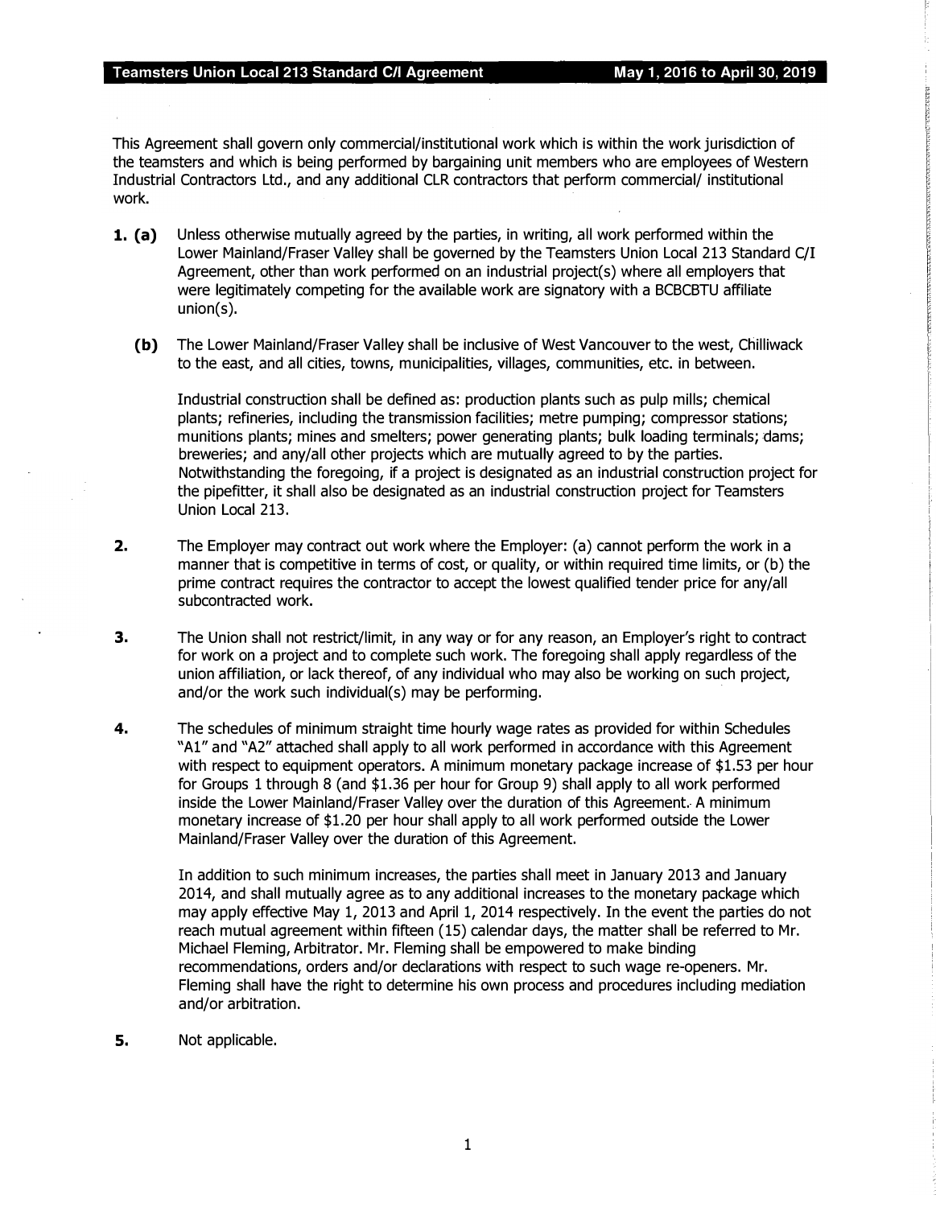This Agreement shall govern only commercial/institutional work which is within the work jurisdiction of the teamsters and which is being performed by bargaining unit members who are employees of Western Industrial Contractors Ltd., and any additional CLR contractors that perform commercial/ institutional work.

**1. (a)** Unless otherwise mutually agreed by the parties, in writing, all work performed within the Lower Mainland/Fraser Valley shall be governed by the Teamsters Union Local 213 Standard C/I Agreement, other than work performed on an industrial project(s) where all employers that were legitimately competing for the available work are signatory with a BCBCBTU affiliate union(s).

**(b)** The Lower Mainland/Fraser Valley shall be inclusive of West Vancouver to the west, Chilliwack to the east, and all cities, towns, municipalities, villages, communities, etc. in between.

Industrial construction shall be defined as: production plants such as pulp mills; chemical plants; refineries, including the transmission facilities; metre pumping; compressor stations; munitions plants; mines and smelters; power generating plants; bulk loading terminals; dams; breweries; and any/all other projects which are mutually agreed to by the parties. Notwithstanding the foregoing, if a project is designated as an industrial construction project for the pipefitter, it shall also be designated as an industrial construction project for Teamsters Union Local 213.

**2.** The Employer may contract out work where the Employer: (a) cannot perform the work in a manner that is competitive in terms of cost, or quality, or within required time limits, or (b) the prime contract requires the contractor to accept the lowest qualified tender price for any/all subcontracted work.

**3.** The Union shall not restrict/limit, in any way or for any reason, an Employer's right to contract for work on a project and to complete such work. The foregoing shall apply regardless of the union affiliation, or lack thereof, of any individual who may also be working on such project, and/or the work such individual(s) may be performing.

**4.** The schedules of minimum straight time hourly wage rates as provided for within Schedules "A1" and "A2" attached shall apply to all work performed in accordance with this Agreement with respect to equipment operators. A minimum monetary package increase of $1.53 per hour for Groups 1 through 8 (and $1.36 per hour for Group 9) shall apply to all work performed inside the Lower Mainland/Fraser Valley over the duration of this Agreement. A minimum monetary increase of $1.20 per hour shall apply to all work performed outside the Lower Mainland/Fraser Valley over the duration of this Agreement.

In addition to such minimum increases, the parties shall meet in January 2013 and January 2014, and shall mutually agree as to any additional increases to the monetary package which may apply effective May 1, 2013 and April 1, 2014 respectively. In the event the parties do not reach mutual agreement within fifteen (15) calendar days, the matter shall be referred to Mr. Michael Fleming, Arbitrator. Mr. Fleming shall be empowered to make binding recommendations, orders and/or declarations with respect to such wage re-openers. Mr. Fleming shall have the right to determine his own process and procedures including mediation and/or arbitration.

**5.** Not applicable.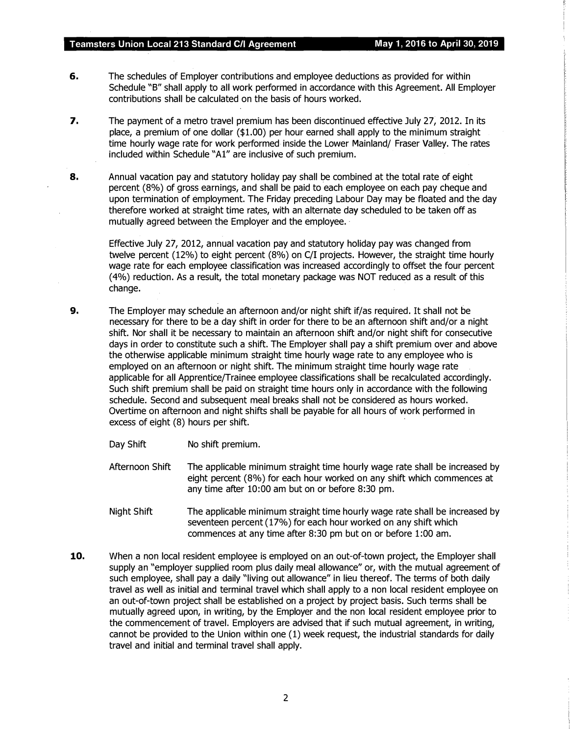**6.** The schedules of Employer contributions and employee deductions as provided for within Schedule "B" shall apply to all work performed in accordance with this Agreement. All Employer contributions shall be calculated on the basis of hours worked.

**7.** The payment of a metro travel premium has been discontinued effective July 27, 2012. In its place, a premium of one dollar ($1.00) per hour earned shall apply to the minimum straight time hourly wage rate for work performed inside the Lower Mainland/ Fraser Valley. The rates included within Schedule "A1" are inclusive of such premium.

**8.** Annual vacation pay and statutory holiday pay shall be combined at the total rate of eight percent (8%) of gross earnings, and shall be paid to each employee on each pay cheque and upon termination of employment. The Friday preceding Labour Day may be floated and the day therefore worked at straight time rates, with an alternate day scheduled to be taken off as mutually agreed between the Employer and the employee.

Effective July 27, 2012, annual vacation pay and statutory holiday pay was changed from twelve percent (12%) to eight percent (8%) on C/I projects. However, the straight time hourly wage rate for each employee classification was increased accordingly to offset the four percent (4%) reduction. As a result, the total monetary package was NOT reduced as a result of this change.

**9.** The Employer may schedule an afternoon and/or night shift if/as required. It shall not be necessary for there to be a day shift in order for there to be an afternoon shift and/or a night shift. Nor shall it be necessary to maintain an afternoon shift and/or night shift for consecutive days in order to constitute such a shift. The Employer shall pay a shift premium over and above the otherwise applicable minimum straight time hourly wage rate to any employee who is employed on an afternoon or night shift. The minimum straight time hourly wage rate applicable for all Apprentice/Trainee employee classifications shall be recalculated accordingly. Such shift premium shall be paid on straight time hours only in accordance with the following schedule. Second and subsequent meal breaks shall not be considered as hours worked. Overtime on afternoon and night shifts shall be payable for all hours of work performed in excess of eight (8) hours per shift.

| | |
|---|---|
| Day Shift | No shift premium. |
| Afternoon Shift | The applicable minimum straight time hourly wage rate shall be increased by eight percent (8%) for each hour worked on any shift which commences at any time after 10:00 am but on or before 8:30 pm. |
| Night Shift | The applicable minimum straight time hourly wage rate shall be increased by seventeen percent (17%) for each hour worked on any shift which commences at any time after 8:30 pm but on or before 1:00 am. |

**10.** When a non local resident employee is employed on an out-of-town project, the Employer shall supply an "employer supplied room plus daily meal allowance" or, with the mutual agreement of such employee, shall pay a daily "living out allowance" in lieu thereof. The terms of both daily travel as well as initial and terminal travel which shall apply to a non local resident employee on an out-of-town project shall be established on a project by project basis. Such terms shall be mutually agreed upon, in writing, by the Employer and the non local resident employee prior to the commencement of travel. Employers are advised that if such mutual agreement, in writing, cannot be provided to the Union within one (1) week request, the industrial standards for daily travel and initial and terminal travel shall apply.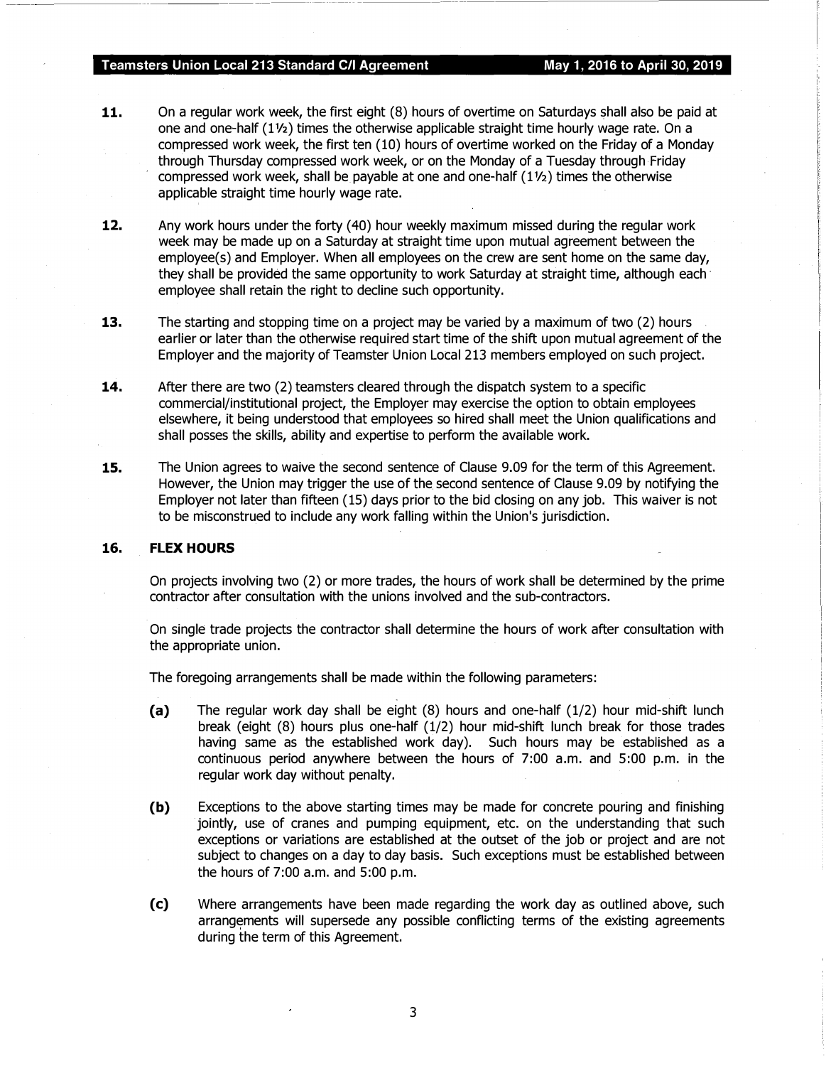**11.** On a regular work week, the first eight (8) hours of overtime on Saturdays shall also be paid at one and one-half (1½) times the otherwise applicable straight time hourly wage rate. On a compressed work week, the first ten (10) hours of overtime worked on the Friday of a Monday through Thursday compressed work week, or on the Monday of a Tuesday through Friday compressed work week, shall be payable at one and one-half (1½) times the otherwise applicable straight time hourly wage rate.

**12.** Any work hours under the forty (40) hour weekly maximum missed during the regular work week may be made up on a Saturday at straight time upon mutual agreement between the employee(s) and Employer. When all employees on the crew are sent home on the same day, they shall be provided the same opportunity to work Saturday at straight time, although each employee shall retain the right to decline such opportunity.

**13.** The starting and stopping time on a project may be varied by a maximum of two (2) hours earlier or later than the otherwise required start time of the shift upon mutual agreement of the Employer and the majority of Teamster Union Local 213 members employed on such project.

**14.** After there are two (2) teamsters cleared through the dispatch system to a specific commercial/institutional project, the Employer may exercise the option to obtain employees elsewhere, it being understood that employees so hired shall meet the Union qualifications and shall posses the skills, ability and expertise to perform the available work.

**15.** The Union agrees to waive the second sentence of Clause 9.09 for the term of this Agreement. However, the Union may trigger the use of the second sentence of Clause 9.09 by notifying the Employer not later than fifteen (15) days prior to the bid closing on any job. This waiver is not to be misconstrued to include any work falling within the Union's jurisdiction.

**16. FLEX HOURS**

On projects involving two (2) or more trades, the hours of work shall be determined by the prime contractor after consultation with the unions involved and the sub-contractors.

On single trade projects the contractor shall determine the hours of work after consultation with the appropriate union.

The foregoing arrangements shall be made within the following parameters:

**(a)** The regular work day shall be eight (8) hours and one-half (1/2) hour mid-shift lunch break (eight (8) hours plus one-half (1/2) hour mid-shift lunch break for those trades having same as the established work day). Such hours may be established as a continuous period anywhere between the hours of 7:00 a.m. and 5:00 p.m. in the regular work day without penalty.

**(b)** Exceptions to the above starting times may be made for concrete pouring and finishing jointly, use of cranes and pumping equipment, etc. on the understanding that such exceptions or variations are established at the outset of the job or project and are not subject to changes on a day to day basis. Such exceptions must be established between the hours of 7:00 a.m. and 5:00 p.m.

**(c)** Where arrangements have been made regarding the work day as outlined above, such arrangements will supersede any possible conflicting terms of the existing agreements during the term of this Agreement.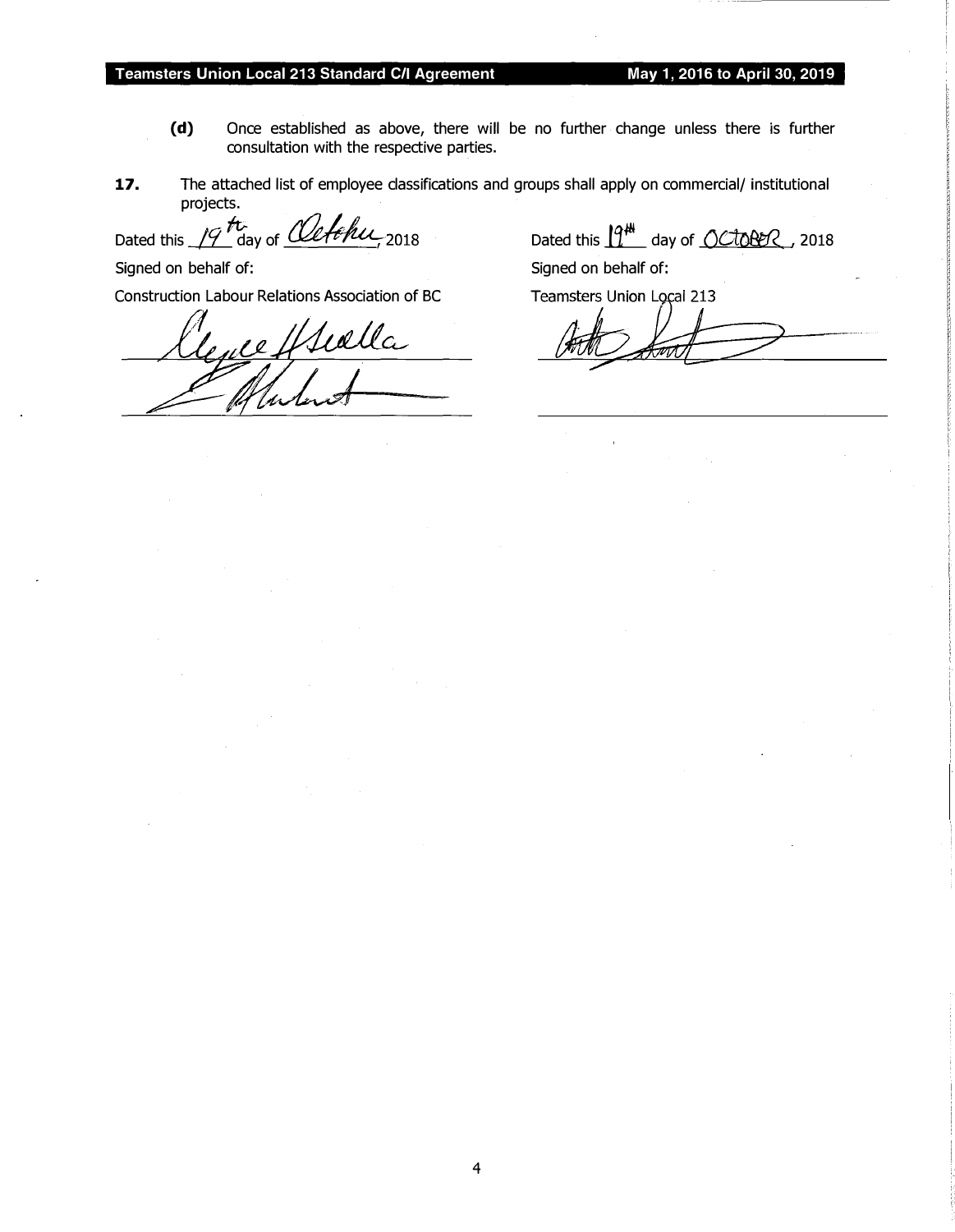**(d)** Once established as above, there will be no further change unless there is further consultation with the respective parties.

**17.** The attached list of employee classifications and groups shall apply on commercial/ institutional projects.

Dated this 19th day of October, 2018

Signed on behalf of:

Construction Labour Relations Association of BC

Dated this 19th day of October, 2018

Signed on behalf of:

Teamsters Union Local 213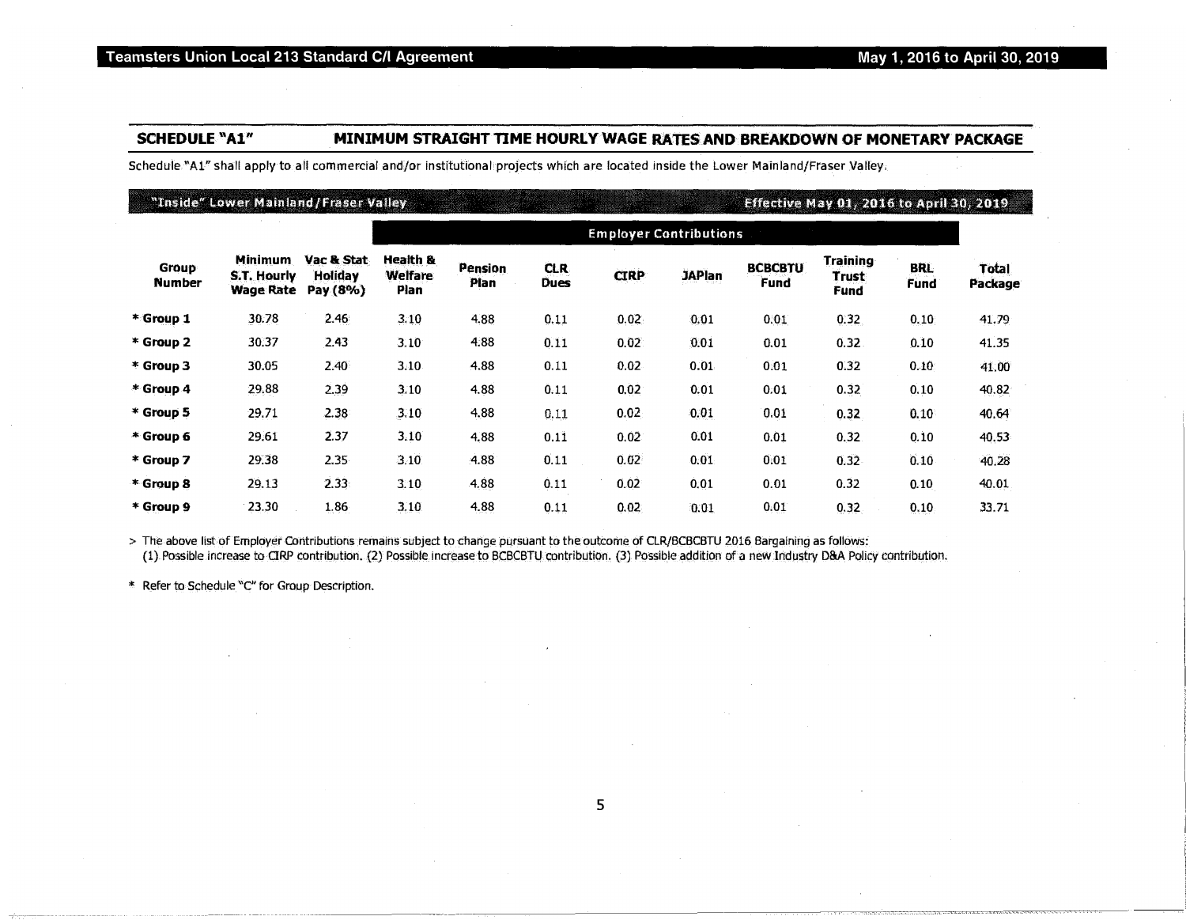## SCHEDULE "A1" MINIMUM STRAIGHT TIME HOURLY WAGE RATES AND BREAKDOWN OF MONETARY PACKAGE

Schedule "A1" shall apply to all commercial and/or institutional projects which are located inside the Lower Mainland/Fraser Valley.

**"Inside" Lower Mainland/Fraser Valley — Effective May 01, 2016 to April 30, 2019**

| | | | Employer Contributions | | | | | | | | |
|---|---|---|---|---|---|---|---|---|---|---|---|
| **Group Number** | **Minimum S.T. Hourly Wage Rate** | **Vac & Stat Holiday Pay (8%)** | **Health & Welfare Plan** | **Pension Plan** | **CLR Dues** | **CIRP** | **JAPlan** | **BCBCBTU Fund** | **Training Trust Fund** | **BRL Fund** | **Total Package** |
| * Group 1 | 30.78 | 2.46 | 3.10 | 4.88 | 0.11 | 0.02 | 0.01 | 0.01 | 0.32 | 0.10 | 41.79 |
| * Group 2 | 30.37 | 2.43 | 3.10 | 4.88 | 0.11 | 0.02 | 0.01 | 0.01 | 0.32 | 0.10 | 41.35 |
| * Group 3 | 30.05 | 2.40 | 3.10 | 4.88 | 0.11 | 0.02 | 0.01 | 0.01 | 0.32 | 0.10 | 41.00 |
| * Group 4 | 29.88 | 2.39 | 3.10 | 4.88 | 0.11 | 0.02 | 0.01 | 0.01 | 0.32 | 0.10 | 40.82 |
| * Group 5 | 29.71 | 2.38 | 3.10 | 4.88 | 0.11 | 0.02 | 0.01 | 0.01 | 0.32 | 0.10 | 40.64 |
| * Group 6 | 29.61 | 2.37 | 3.10 | 4.88 | 0.11 | 0.02 | 0.01 | 0.01 | 0.32 | 0.10 | 40.53 |
| * Group 7 | 29.38 | 2.35 | 3.10 | 4.88 | 0.11 | 0.02 | 0.01 | 0.01 | 0.32 | 0.10 | 40.28 |
| * Group 8 | 29.13 | 2.33 | 3.10 | 4.88 | 0.11 | 0.02 | 0.01 | 0.01 | 0.32 | 0.10 | 40.01 |
| * Group 9 | 23.30 | 1.86 | 3.10 | 4.88 | 0.11 | 0.02 | 0.01 | 0.01 | 0.32 | 0.10 | 33.71 |

> The above list of Employer Contributions remains subject to change pursuant to the outcome of CLR/BCBCBTU 2016 Bargaining as follows:
(1) Possible increase to CIRP contribution. (2) Possible increase to BCBCBTU contribution. (3) Possible addition of a new Industry D&A Policy contribution.

* Refer to Schedule "C" for Group Description.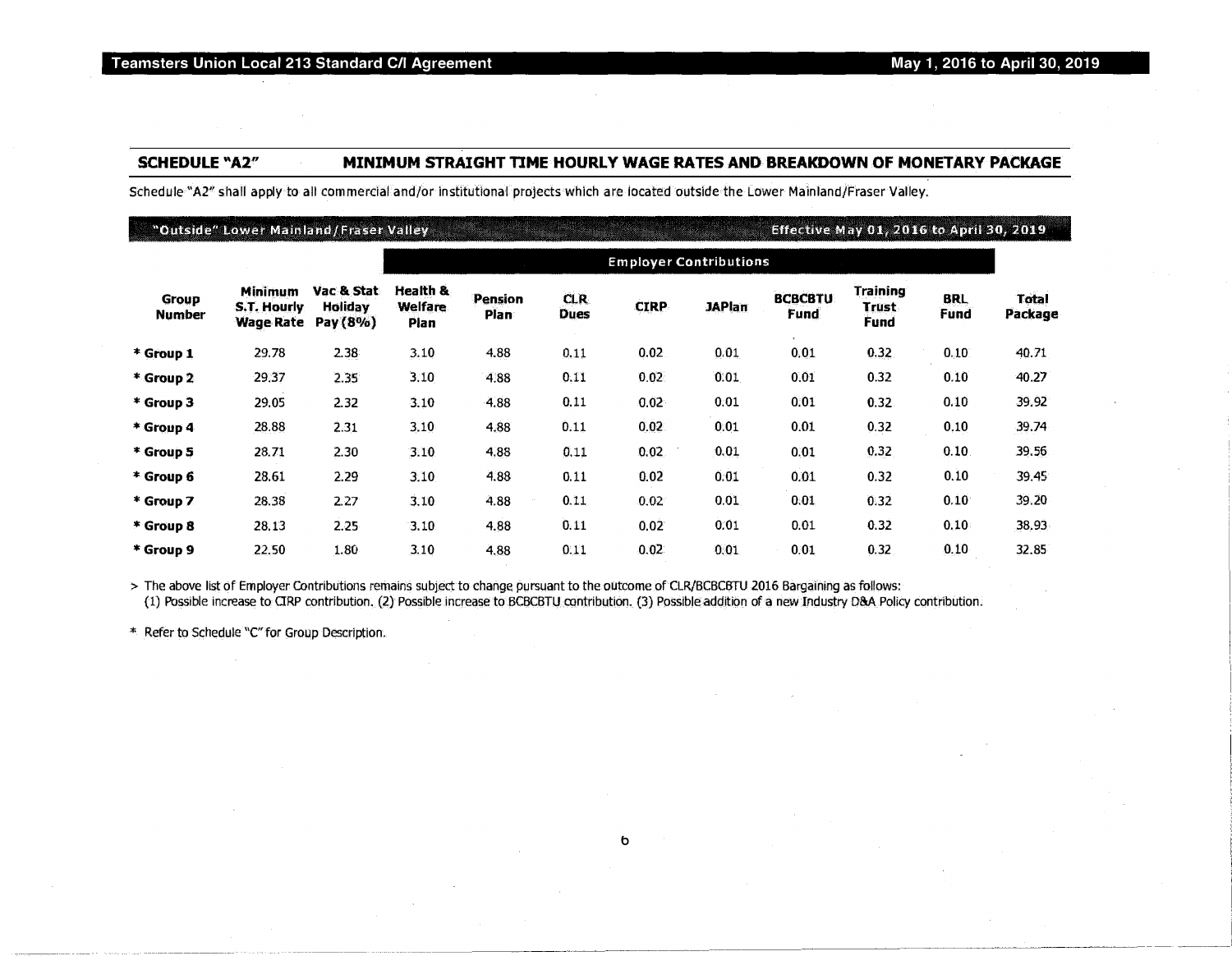## SCHEDULE "A2" MINIMUM STRAIGHT TIME HOURLY WAGE RATES AND BREAKDOWN OF MONETARY PACKAGE

Schedule "A2" shall apply to all commercial and/or institutional projects which are located outside the Lower Mainland/Fraser Valley.

**"Outside" Lower Mainland/Fraser Valley** — **Effective May 01, 2016 to April 30, 2019**

| Group Number | Minimum S.T. Hourly Wage Rate | Vac & Stat Holiday Pay (8%) | Employer Contributions | | | | | | | | Total Package |
|---|---|---|---|---|---|---|---|---|---|---|---|
| | | | Health & Welfare Plan | Pension Plan | CLR Dues | CIRP | JAPlan | BCBCBTU Fund | Training Trust Fund | BRL Fund | |
| * Group 1 | 29.78 | 2.38 | 3.10 | 4.88 | 0.11 | 0.02 | 0.01 | 0.01 | 0.32 | 0.10 | 40.71 |
| * Group 2 | 29.37 | 2.35 | 3.10 | 4.88 | 0.11 | 0.02 | 0.01 | 0.01 | 0.32 | 0.10 | 40.27 |
| * Group 3 | 29.05 | 2.32 | 3.10 | 4.88 | 0.11 | 0.02 | 0.01 | 0.01 | 0.32 | 0.10 | 39.92 |
| * Group 4 | 28.88 | 2.31 | 3.10 | 4.88 | 0.11 | 0.02 | 0.01 | 0.01 | 0.32 | 0.10 | 39.74 |
| * Group 5 | 28.71 | 2.30 | 3.10 | 4.88 | 0.11 | 0.02 | 0.01 | 0.01 | 0.32 | 0.10 | 39.56 |
| * Group 6 | 28.61 | 2.29 | 3.10 | 4.88 | 0.11 | 0.02 | 0.01 | 0.01 | 0.32 | 0.10 | 39.45 |
| * Group 7 | 28.38 | 2.27 | 3.10 | 4.88 | 0.11 | 0.02 | 0.01 | 0.01 | 0.32 | 0.10 | 39.20 |
| * Group 8 | 28.13 | 2.25 | 3.10 | 4.88 | 0.11 | 0.02 | 0.01 | 0.01 | 0.32 | 0.10 | 38.93 |
| * Group 9 | 22.50 | 1.80 | 3.10 | 4.88 | 0.11 | 0.02 | 0.01 | 0.01 | 0.32 | 0.10 | 32.85 |

> The above list of Employer Contributions remains subject to change pursuant to the outcome of CLR/BCBCBTU 2016 Bargaining as follows:
(1) Possible increase to CIRP contribution. (2) Possible increase to BCBCBTU contribution. (3) Possible addition of a new Industry D&A Policy contribution.

* Refer to Schedule "C" for Group Description.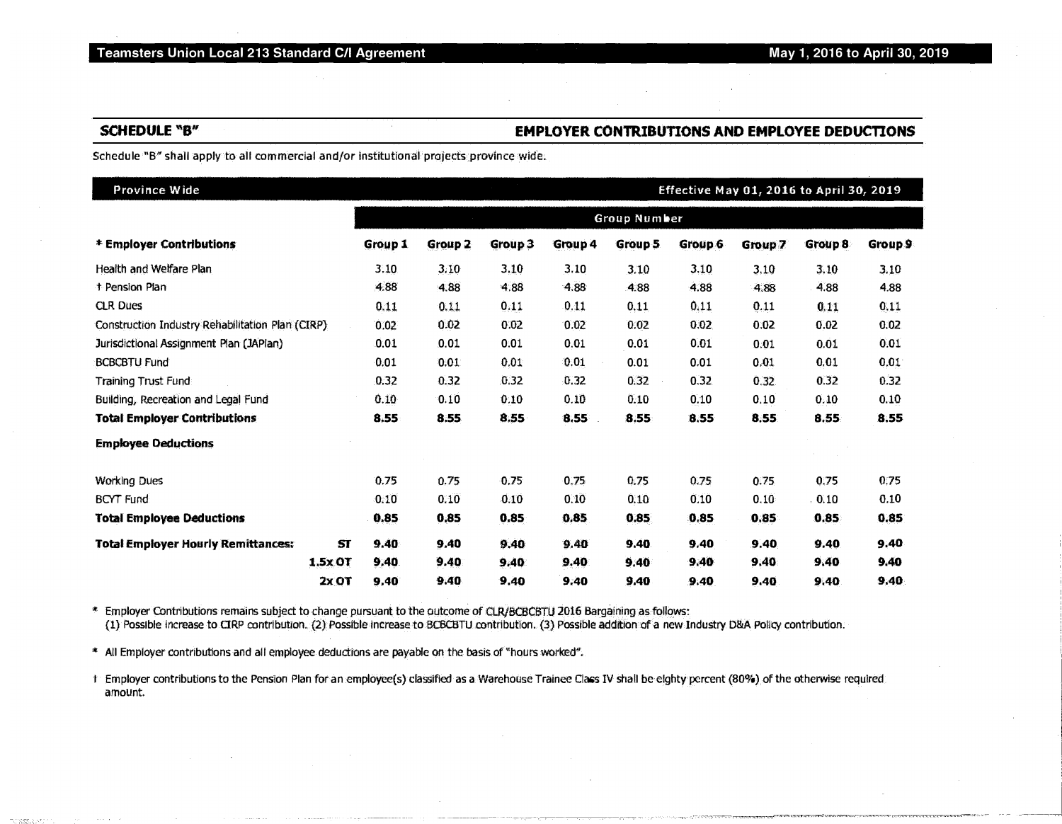## SCHEDULE "B" — EMPLOYER CONTRIBUTIONS AND EMPLOYEE DEDUCTIONS

Schedule "B" shall apply to all commercial and/or institutional projects province wide.

**Province Wide** — Effective May 01, 2016 to April 30, 2019

| | | Group Number | | | | | | | | |
|---|---|---|---|---|---|---|---|---|---|---|
| *** Employer Contributions** | | **Group 1** | **Group 2** | **Group 3** | **Group 4** | **Group 5** | **Group 6** | **Group 7** | **Group 8** | **Group 9** |
| Health and Welfare Plan | | 3.10 | 3.10 | 3.10 | 3.10 | 3.10 | 3.10 | 3.10 | 3.10 | 3.10 |
| † Pension Plan | | 4.88 | 4.88 | 4.88 | 4.88 | 4.88 | 4.88 | 4.88 | 4.88 | 4.88 |
| CLR Dues | | 0.11 | 0.11 | 0.11 | 0.11 | 0.11 | 0.11 | 0.11 | 0.11 | 0.11 |
| Construction Industry Rehabilitation Plan (CIRP) | | 0.02 | 0.02 | 0.02 | 0.02 | 0.02 | 0.02 | 0.02 | 0.02 | 0.02 |
| Jurisdictional Assignment Plan (JAPlan) | | 0.01 | 0.01 | 0.01 | 0.01 | 0.01 | 0.01 | 0.01 | 0.01 | 0.01 |
| BCBCBTU Fund | | 0.01 | 0.01 | 0.01 | 0.01 | 0.01 | 0.01 | 0.01 | 0.01 | 0.01 |
| Training Trust Fund | | 0.32 | 0.32 | 0.32 | 0.32 | 0.32 | 0.32 | 0.32 | 0.32 | 0.32 |
| Building, Recreation and Legal Fund | | 0.10 | 0.10 | 0.10 | 0.10 | 0.10 | 0.10 | 0.10 | 0.10 | 0.10 |
| **Total Employer Contributions** | | **8.55** | **8.55** | **8.55** | **8.55** | **8.55** | **8.55** | **8.55** | **8.55** | **8.55** |
| **Employee Deductions** | | | | | | | | | | |
| Working Dues | | 0.75 | 0.75 | 0.75 | 0.75 | 0.75 | 0.75 | 0.75 | 0.75 | 0.75 |
| BCYT Fund | | 0.10 | 0.10 | 0.10 | 0.10 | 0.10 | 0.10 | 0.10 | 0.10 | 0.10 |
| **Total Employee Deductions** | | **0.85** | **0.85** | **0.85** | **0.85** | **0.85** | **0.85** | **0.85** | **0.85** | **0.85** |
| **Total Employer Hourly Remittances:** | **ST** | **9.40** | **9.40** | **9.40** | **9.40** | **9.40** | **9.40** | **9.40** | **9.40** | **9.40** |
| | **1.5x OT** | **9.40** | **9.40** | **9.40** | **9.40** | **9.40** | **9.40** | **9.40** | **9.40** | **9.40** |
| | **2x OT** | **9.40** | **9.40** | **9.40** | **9.40** | **9.40** | **9.40** | **9.40** | **9.40** | **9.40** |

\* Employer Contributions remains subject to change pursuant to the outcome of CLR/BCBCBTU 2016 Bargaining as follows:
(1) Possible increase to CIRP contribution. (2) Possible increase to BCBCBTU contribution. (3) Possible addition of a new Industry D&A Policy contribution.

\* All Employer contributions and all employee deductions are payable on the basis of "hours worked".

† Employer contributions to the Pension Plan for an employee(s) classified as a Warehouse Trainee Class IV shall be eighty percent (80%) of the otherwise required amount.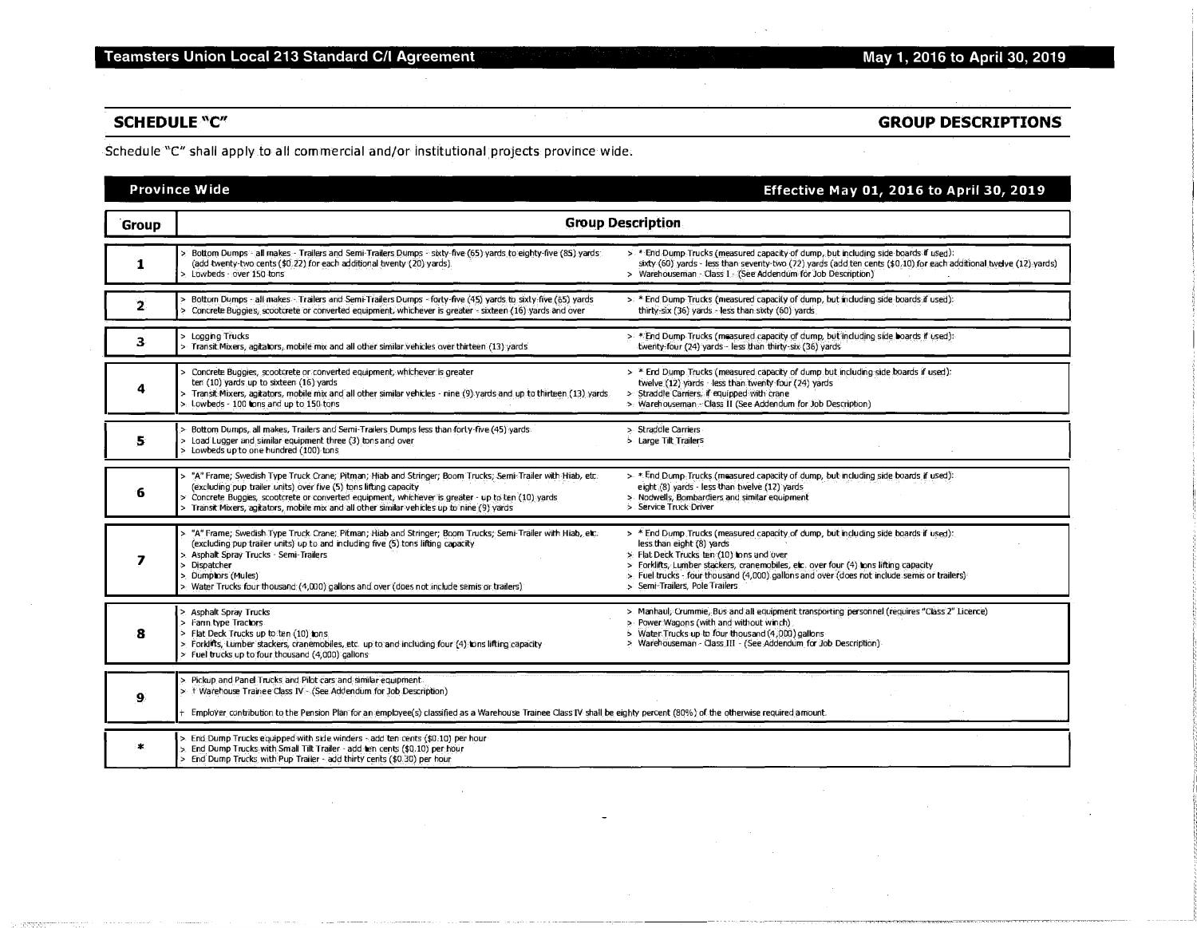## SCHEDULE "C" — GROUP DESCRIPTIONS

Schedule "C" shall apply to all commercial and/or institutional projects province wide.

**Province Wide** — **Effective May 01, 2016 to April 30, 2019**

| Group | Group Description | |
|---|---|---|
| **1** | > Bottom Dumps - all makes - Trailers and Semi-Trailers Dumps - sixty-five (65) yards to eighty-five (85) yards (add twenty-two cents ($0.22) for each additional twenty (20) yards)<br>> Lowbeds - over 150 tons | > * End Dump Trucks (measured capacity of dump, but including side boards if used): sixty (60) yards - less than seventy-two (72) yards (add ten cents ($0.10) for each additional twelve (12) yards)<br>> Warehouseman - Class I - (See Addendum for Job Description) |
| **2** | > Bottom Dumps - all makes - Trailers and Semi-Trailers Dumps - forty-five (45) yards to sixty-five (65) yards<br>> Concrete Buggies, scootcrete or converted equipment, whichever is greater - sixteen (16) yards and over | > * End Dump Trucks (measured capacity of dump, but including side boards if used): thirty-six (36) yards - less than sixty (60) yards |
| **3** | > Logging Trucks<br>> Transit Mixers, agitators, mobile mix and all other similar vehicles over thirteen (13) yards | > * End Dump Trucks (measured capacity of dump, but including side boards if used): twenty-four (24) yards - less than thirty-six (36) yards |
| **4** | > Concrete Buggies, scootcrete or converted equipment, whichever is greater ten (10) yards up to sixteen (16) yards<br>> Transit Mixers, agitators, mobile mix and all other similar vehicles - nine (9) yards and up to thirteen (13) yards<br>> Lowbeds - 100 tons and up to 150 tons | > * End Dump Trucks (measured capacity of dump but including side boards if used): twelve (12) yards - less than twenty four (24) yards<br>> Straddle Carriers, if equipped with crane<br>> Warehouseman - Class II (See Addendum for Job Description) |
| **5** | > Bottom Dumps, all makes, Trailers and Semi-Trailers Dumps less than forty-five (45) yards<br>> Load Lugger and similar equipment three (3) tons and over<br>> Lowbeds up to one hundred (100) tons | > Straddle Carriers<br>> Large Tilt Trailers |
| **6** | > "A" Frame; Swedish Type Truck Crane; Pitman; Hiab and Stringer; Boom Trucks; Semi-Trailer with Hiab, etc. (excluding pup trailer units) over five (5) tons lifting capacity<br>> Concrete Buggies, scootcrete or converted equipment, whichever is greater - up to ten (10) yards<br>> Transit Mixers, agitators, mobile mix and all other similar vehicles up to nine (9) yards | > * End Dump Trucks (measured capacity of dump, but including side boards if used): eight (8) yards - less than twelve (12) yards<br>> Nodwells, Bombardiers and similar equipment<br>> Service Truck Driver |
| **7** | > "A" Frame; Swedish Type Truck Crane; Pitman; Hiab and Stringer; Boom Trucks; Semi-Trailer with Hiab, etc. (excluding pup trailer units) up to and including five (5) tons lifting capacity<br>> Asphalt Spray Trucks - Semi-Trailers<br>> Dispatcher<br>> Dumptors (Mules)<br>> Water Trucks four thousand (4,000) gallons and over (does not include semis or trailers) | > * End Dump Trucks (measured capacity of dump, but including side boards if used): less than eight (8) yards<br>> Flat Deck Trucks ten (10) tons and over<br>> Forklifts, Lumber stackers, cranemobiles, etc. over four (4) tons lifting capacity<br>> Fuel trucks - four thousand (4,000) gallons and over (does not include semis or trailers)<br>> Semi-Trailers, Pole Trailers |
| **8** | > Asphalt Spray Trucks<br>> Farm type Tractors<br>> Flat Deck Trucks up to ten (10) tons<br>> Forklifts, Lumber stackers, cranemobiles, etc. up to and including four (4) tons lifting capacity<br>> Fuel trucks up to four thousand (4,000) gallons | > Manhaul, Crummie, Bus and all equipment transporting personnel (requires "Class 2" Licence)<br>> Power Wagons (with and without winch)<br>> Water Trucks up to four thousand (4,000) gallons<br>> Warehouseman - Class III - (See Addendum for Job Description) |
| **9** | > Pickup and Panel Trucks and Pilot cars and similar equipment<br>> † Warehouse Trainee Class IV - (See Addendum for Job Description)<br><br>† Employer contribution to the Pension Plan for an employee(s) classified as a Warehouse Trainee Class IV shall be eighty percent (80%) of the otherwise required amount. | |
| **\*** | > End Dump Trucks equipped with side winders - add ten cents ($0.10) per hour<br>> End Dump Trucks with Small Tilt Trailer - add ten cents ($0.10) per hour<br>> End Dump Trucks with Pup Trailer - add thirty cents ($0.30) per hour | |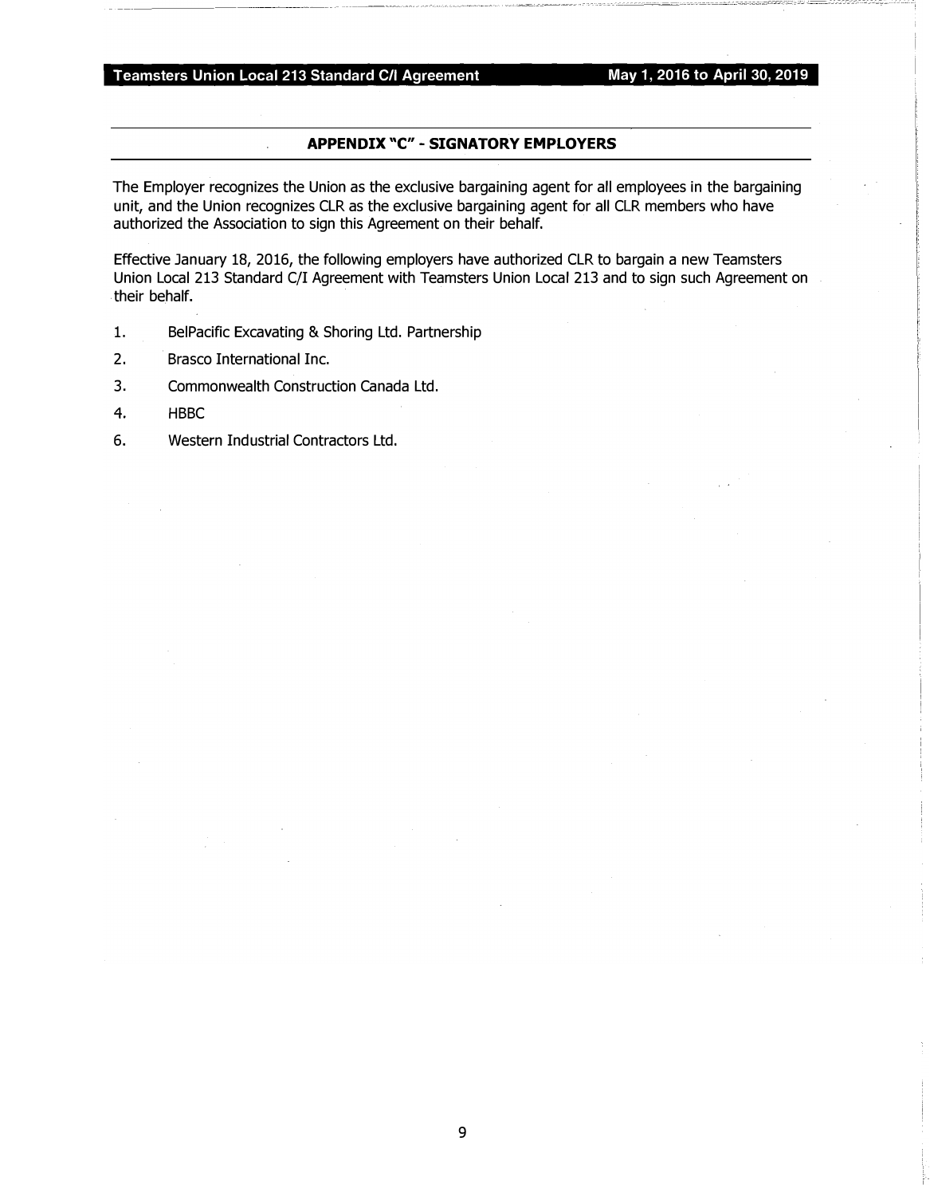## APPENDIX "C" - SIGNATORY EMPLOYERS

The Employer recognizes the Union as the exclusive bargaining agent for all employees in the bargaining unit, and the Union recognizes CLR as the exclusive bargaining agent for all CLR members who have authorized the Association to sign this Agreement on their behalf.

Effective January 18, 2016, the following employers have authorized CLR to bargain a new Teamsters Union Local 213 Standard C/I Agreement with Teamsters Union Local 213 and to sign such Agreement on their behalf.

1. BelPacific Excavating & Shoring Ltd. Partnership
2. Brasco International Inc.
3. Commonwealth Construction Canada Ltd.
4. HBBC

6. Western Industrial Contractors Ltd.